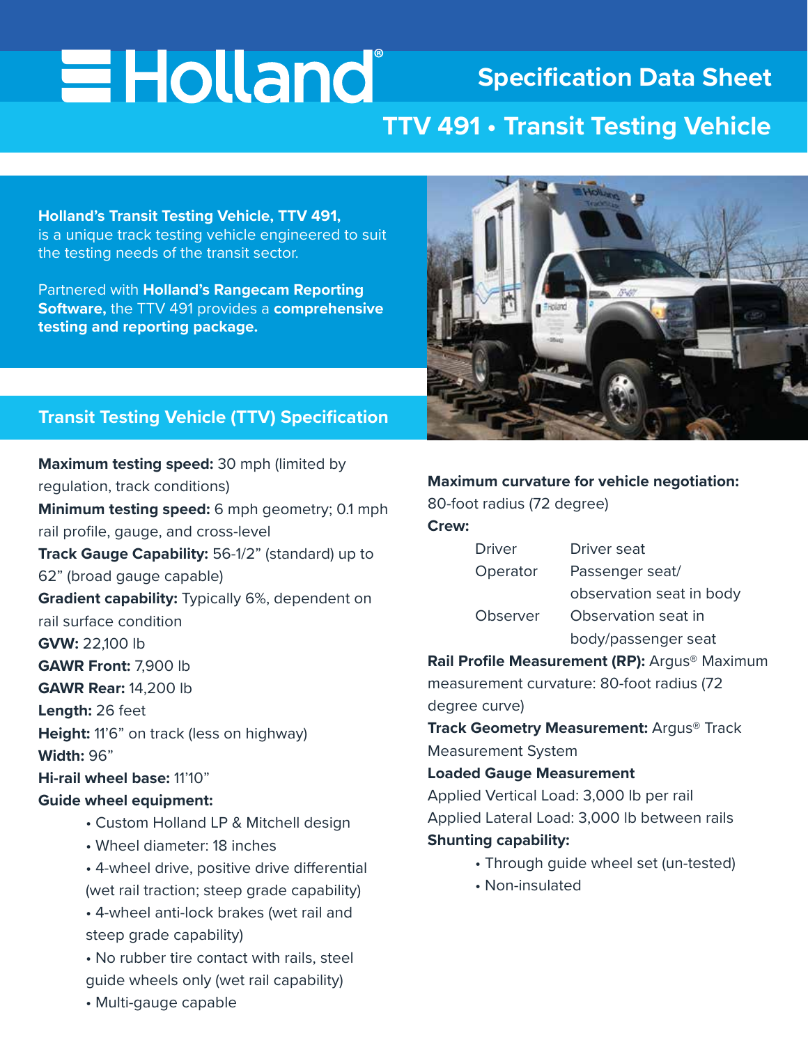# Holland®

## Specification Data Sheet

## TTV 491 • Transit Testing Vehicle

**Holland's Transit Testing Vehicle, TTV 491,** is a unique track testing vehicle engineered to suit the testing needs of the transit sector.

Partnered with **Holland's Rangecam Reporting Software,** the TTV 491 provides a **comprehensive testing and reporting package.**

### Transit Testing Vehicle (TTV) Specification

**Maximum testing speed:** 30 mph (limited by regulation, track conditions)

**Minimum testing speed:** 6 mph geometry; 0.1 mph rail profile, gauge, and cross-level

**Track Gauge Capability:** 56-1/2" (standard) up to 62" (broad gauge capable)

**Gradient capability:** Typically 6%, dependent on rail surface condition

**GVW:** 22,100 lb

**GAWR Front:** 7,900 lb

**GAWR Rear:** 14,200 lb

**Length:** 26 feet

**Height:** 11'6" on track (less on highway)

**Width:** 96"

**Hi-rail wheel base:** 11'10"

**Guide wheel equipment:**

- Custom Holland LP & Mitchell design
- Wheel diameter: 18 inches
- 4-wheel drive, positive drive differential (wet rail traction; steep grade capability)
- 4-wheel anti-lock brakes (wet rail and steep grade capability)
- No rubber tire contact with rails, steel guide wheels only (wet rail capability)
- Multi-gauge capable

**Maximum curvature for vehicle negotiation:** 80-foot radius (72 degree)

**Crew:**

| | |
|---|---|
| Driver | Driver seat |
| Operator | Passenger seat/ observation seat in body |
| Observer | Observation seat in body/passenger seat |

**Rail Profile Measurement (RP):** Argus® Maximum measurement curvature: 80-foot radius (72 degree curve)

**Track Geometry Measurement:** Argus® Track Measurement System

**Loaded Gauge Measurement**

Applied Vertical Load: 3,000 lb per rail

Applied Lateral Load: 3,000 lb between rails

**Shunting capability:**

- Through guide wheel set (un-tested)
- Non-insulated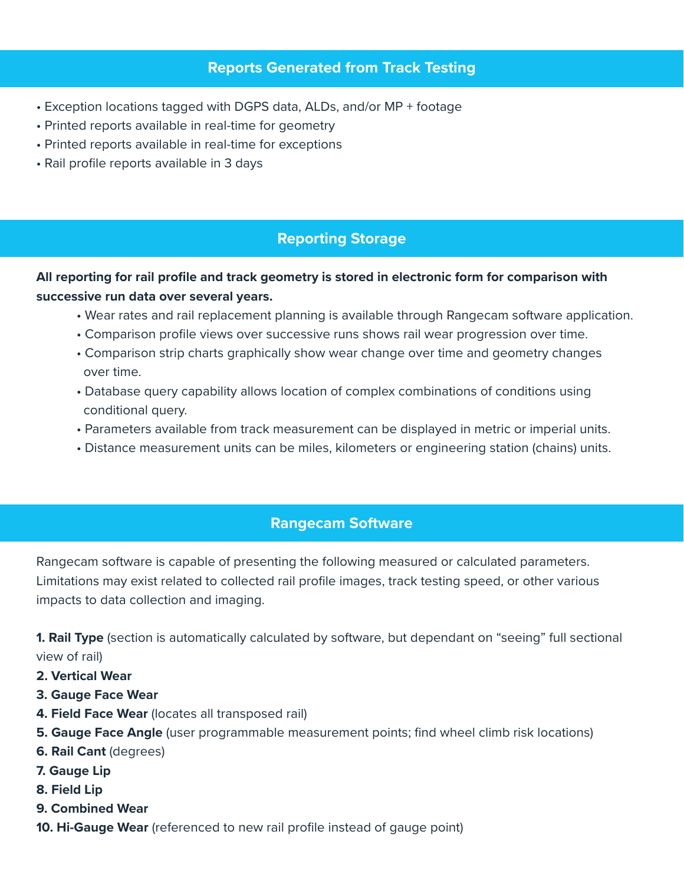## Reports Generated from Track Testing

- Exception locations tagged with DGPS data, ALDs, and/or MP + footage
- Printed reports available in real-time for geometry
- Printed reports available in real-time for exceptions
- Rail profile reports available in 3 days

## Reporting Storage

**All reporting for rail profile and track geometry is stored in electronic form for comparison with successive run data over several years.**

- Wear rates and rail replacement planning is available through Rangecam software application.
- Comparison profile views over successive runs shows rail wear progression over time.
- Comparison strip charts graphically show wear change over time and geometry changes over time.
- Database query capability allows location of complex combinations of conditions using conditional query.
- Parameters available from track measurement can be displayed in metric or imperial units.
- Distance measurement units can be miles, kilometers or engineering station (chains) units.

## Rangecam Software

Rangecam software is capable of presenting the following measured or calculated parameters. Limitations may exist related to collected rail profile images, track testing speed, or other various impacts to data collection and imaging.

**1. Rail Type** (section is automatically calculated by software, but dependant on "seeing" full sectional view of rail)
**2. Vertical Wear**
**3. Gauge Face Wear**
**4. Field Face Wear** (locates all transposed rail)
**5. Gauge Face Angle** (user programmable measurement points; find wheel climb risk locations)
**6. Rail Cant** (degrees)
**7. Gauge Lip**
**8. Field Lip**
**9. Combined Wear**
**10. Hi-Gauge Wear** (referenced to new rail profile instead of gauge point)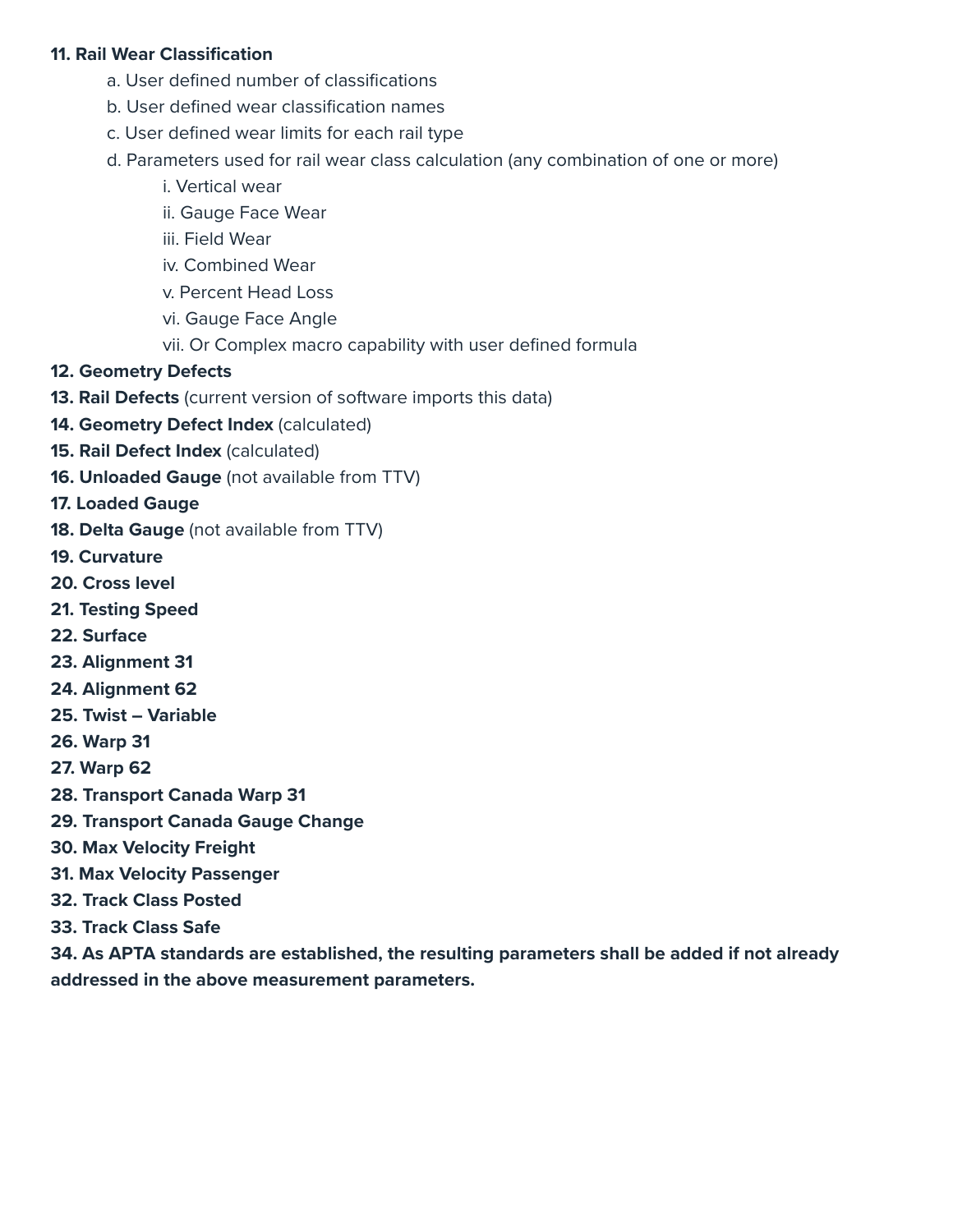**11. Rail Wear Classification**

a. User defined number of classifications

b. User defined wear classification names

c. User defined wear limits for each rail type

d. Parameters used for rail wear class calculation (any combination of one or more)

i. Vertical wear

ii. Gauge Face Wear

iii. Field Wear

iv. Combined Wear

v. Percent Head Loss

vi. Gauge Face Angle

vii. Or Complex macro capability with user defined formula

**12. Geometry Defects**

**13. Rail Defects** (current version of software imports this data)

**14. Geometry Defect Index** (calculated)

**15. Rail Defect Index** (calculated)

**16. Unloaded Gauge** (not available from TTV)

**17. Loaded Gauge**

**18. Delta Gauge** (not available from TTV)

**19. Curvature**

**20. Cross level**

**21. Testing Speed**

**22. Surface**

**23. Alignment 31**

**24. Alignment 62**

**25. Twist – Variable**

**26. Warp 31**

**27. Warp 62**

**28. Transport Canada Warp 31**

**29. Transport Canada Gauge Change**

**30. Max Velocity Freight**

**31. Max Velocity Passenger**

**32. Track Class Posted**

**33. Track Class Safe**

**34. As APTA standards are established, the resulting parameters shall be added if not already addressed in the above measurement parameters.**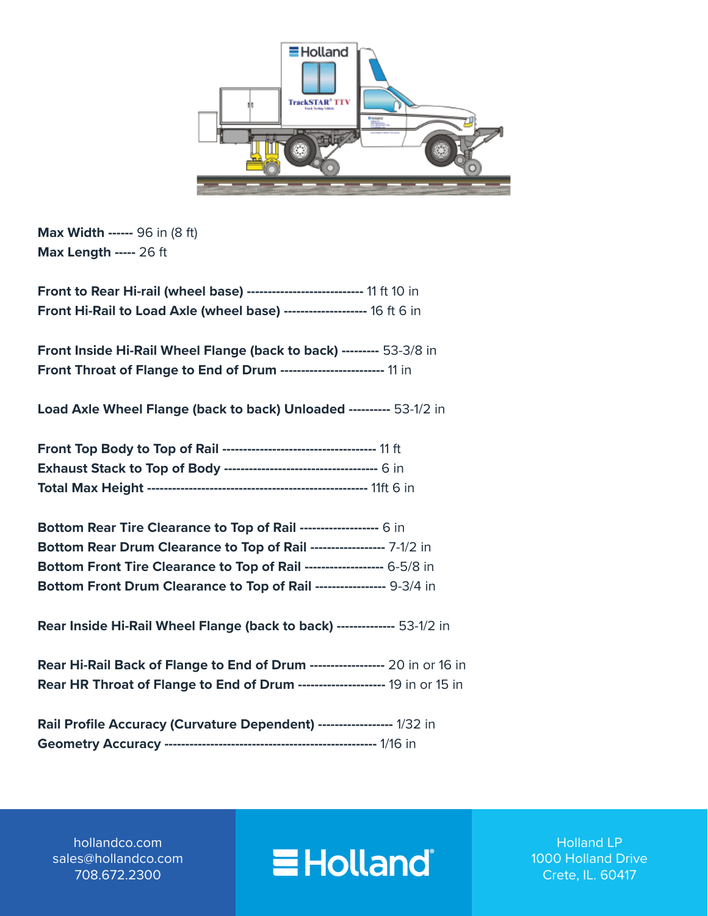**Max Width ------** 96 in (8 ft)
**Max Length -----** 26 ft

**Front to Rear Hi-rail (wheel base) ---------------------------** 11 ft 10 in
**Front Hi-Rail to Load Axle (wheel base) -------------------** 16 ft 6 in

**Front Inside Hi-Rail Wheel Flange (back to back) ---------** 53-3/8 in
**Front Throat of Flange to End of Drum ------------------------** 11 in

**Load Axle Wheel Flange (back to back) Unloaded ----------** 53-1/2 in

**Front Top Body to Top of Rail ------------------------------------** 11 ft
**Exhaust Stack to Top of Body ------------------------------------** 6 in
**Total Max Height ---------------------------------------------------** 11ft 6 in

**Bottom Rear Tire Clearance to Top of Rail ------------------** 6 in
**Bottom Rear Drum Clearance to Top of Rail -----------------** 7-1/2 in
**Bottom Front Tire Clearance to Top of Rail ------------------** 6-5/8 in
**Bottom Front Drum Clearance to Top of Rail ----------------** 9-3/4 in

**Rear Inside Hi-Rail Wheel Flange (back to back) --------------** 53-1/2 in

**Rear Hi-Rail Back of Flange to End of Drum -----------------** 20 in or 16 in
**Rear HR Throat of Flange to End of Drum --------------------** 19 in or 15 in

**Rail Profile Accuracy (Curvature Dependent) ------------------** 1/32 in
**Geometry Accuracy --------------------------------------------------** 1/16 in

hollandco.com
sales@hollandco.com
708.672.2300

Holland LP
1000 Holland Drive
Crete, IL. 60417